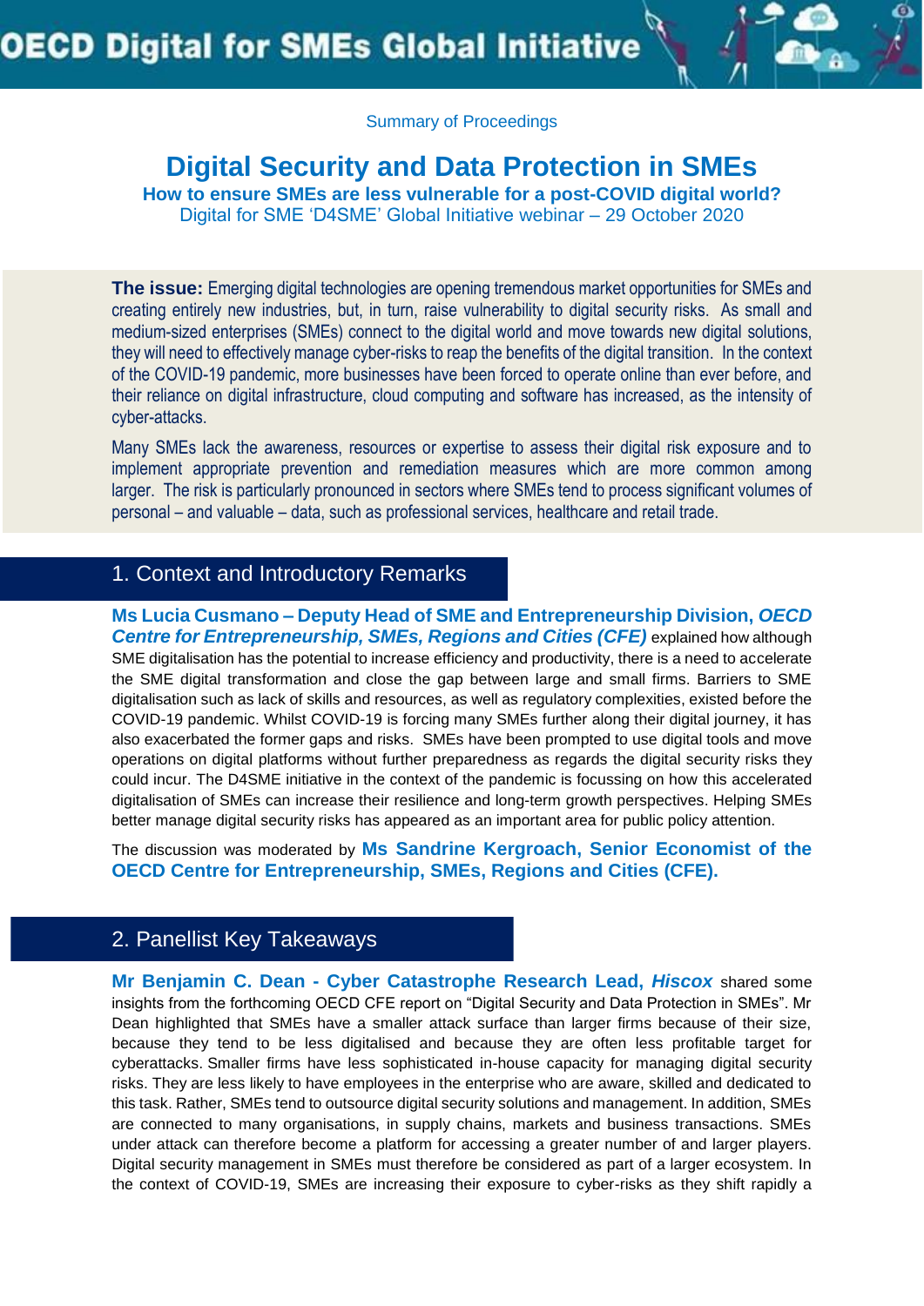# OECD Digital for SMEs Global Initiative

Summary of Proceedings

## Digital Security and Data Protection in SMEs

**How to ensure SMEs are less vulnerable for a post-COVID digital world?**

Digital for SME 'D4SME' Global Initiative webinar – 29 October 2020

**The issue:** Emerging digital technologies are opening tremendous market opportunities for SMEs and creating entirely new industries, but, in turn, raise vulnerability to digital security risks. As small and medium-sized enterprises (SMEs) connect to the digital world and move towards new digital solutions, they will need to effectively manage cyber-risks to reap the benefits of the digital transition. In the context of the COVID-19 pandemic, more businesses have been forced to operate online than ever before, and their reliance on digital infrastructure, cloud computing and software has increased, as the intensity of cyber-attacks.

Many SMEs lack the awareness, resources or expertise to assess their digital risk exposure and to implement appropriate prevention and remediation measures which are more common among larger. The risk is particularly pronounced in sectors where SMEs tend to process significant volumes of personal – and valuable – data, such as professional services, healthcare and retail trade.

## 1. Context and Introductory Remarks

**Ms Lucia Cusmano – Deputy Head of SME and Entrepreneurship Division, *OECD Centre for Entrepreneurship, SMEs, Regions and Cities (CFE)*** explained how although SME digitalisation has the potential to increase efficiency and productivity, there is a need to accelerate the SME digital transformation and close the gap between large and small firms. Barriers to SME digitalisation such as lack of skills and resources, as well as regulatory complexities, existed before the COVID-19 pandemic. Whilst COVID-19 is forcing many SMEs further along their digital journey, it has also exacerbated the former gaps and risks. SMEs have been prompted to use digital tools and move operations on digital platforms without further preparedness as regards the digital security risks they could incur. The D4SME initiative in the context of the pandemic is focussing on how this accelerated digitalisation of SMEs can increase their resilience and long-term growth perspectives. Helping SMEs better manage digital security risks has appeared as an important area for public policy attention.

The discussion was moderated by **Ms Sandrine Kergroach, Senior Economist of the OECD Centre for Entrepreneurship, SMEs, Regions and Cities (CFE).**

## 2. Panellist Key Takeaways

**Mr Benjamin C. Dean - Cyber Catastrophe Research Lead, *Hiscox*** shared some insights from the forthcoming OECD CFE report on "Digital Security and Data Protection in SMEs". Mr Dean highlighted that SMEs have a smaller attack surface than larger firms because of their size, because they tend to be less digitalised and because they are often less profitable target for cyberattacks. Smaller firms have less sophisticated in-house capacity for managing digital security risks. They are less likely to have employees in the enterprise who are aware, skilled and dedicated to this task. Rather, SMEs tend to outsource digital security solutions and management. In addition, SMEs are connected to many organisations, in supply chains, markets and business transactions. SMEs under attack can therefore become a platform for accessing a greater number of and larger players. Digital security management in SMEs must therefore be considered as part of a larger ecosystem. In the context of COVID-19, SMEs are increasing their exposure to cyber-risks as they shift rapidly a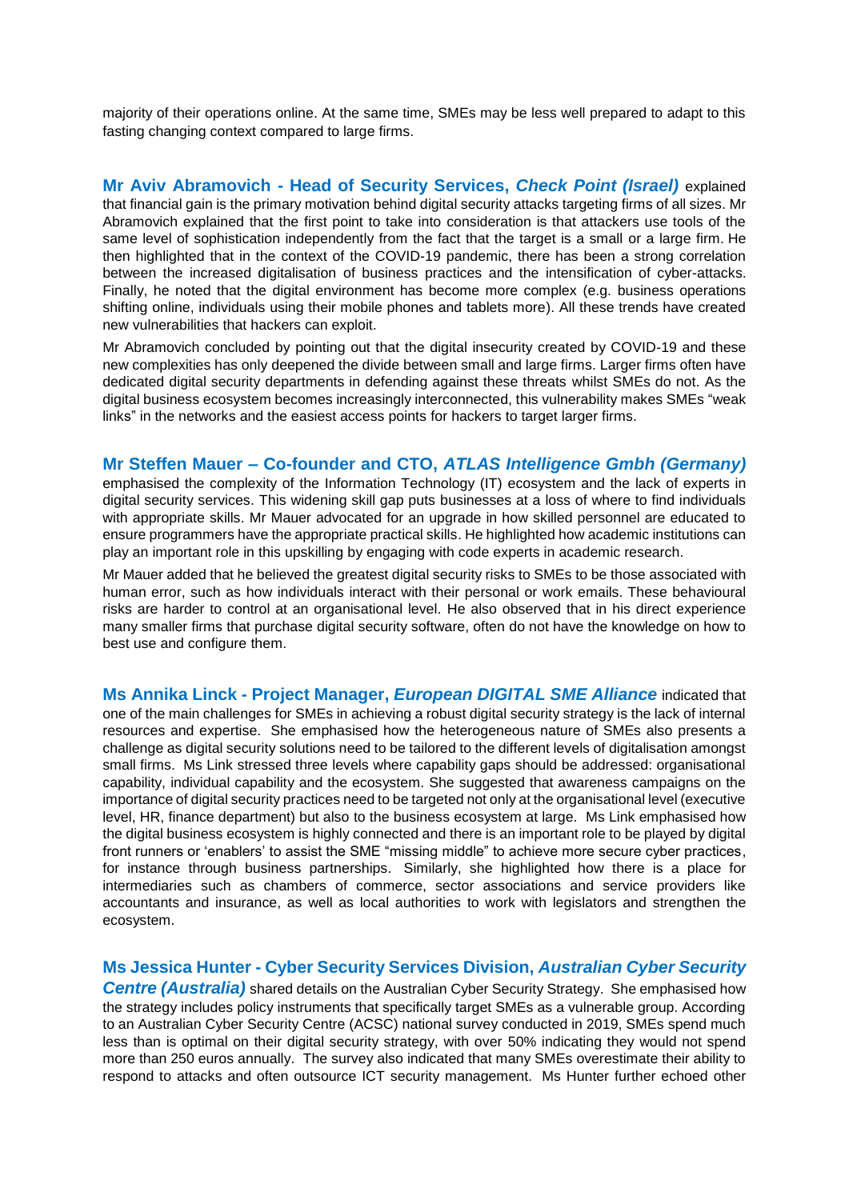majority of their operations online. At the same time, SMEs may be less well prepared to adapt to this fasting changing context compared to large firms.

**Mr Aviv Abramovich - Head of Security Services, *Check Point (Israel)*** explained that financial gain is the primary motivation behind digital security attacks targeting firms of all sizes. Mr Abramovich explained that the first point to take into consideration is that attackers use tools of the same level of sophistication independently from the fact that the target is a small or a large firm. He then highlighted that in the context of the COVID-19 pandemic, there has been a strong correlation between the increased digitalisation of business practices and the intensification of cyber-attacks. Finally, he noted that the digital environment has become more complex (e.g. business operations shifting online, individuals using their mobile phones and tablets more). All these trends have created new vulnerabilities that hackers can exploit.

Mr Abramovich concluded by pointing out that the digital insecurity created by COVID-19 and these new complexities has only deepened the divide between small and large firms. Larger firms often have dedicated digital security departments in defending against these threats whilst SMEs do not. As the digital business ecosystem becomes increasingly interconnected, this vulnerability makes SMEs "weak links" in the networks and the easiest access points for hackers to target larger firms.

**Mr Steffen Mauer – Co-founder and CTO, *ATLAS Intelligence Gmbh (Germany)*** emphasised the complexity of the Information Technology (IT) ecosystem and the lack of experts in digital security services. This widening skill gap puts businesses at a loss of where to find individuals with appropriate skills. Mr Mauer advocated for an upgrade in how skilled personnel are educated to ensure programmers have the appropriate practical skills. He highlighted how academic institutions can play an important role in this upskilling by engaging with code experts in academic research.

Mr Mauer added that he believed the greatest digital security risks to SMEs to be those associated with human error, such as how individuals interact with their personal or work emails. These behavioural risks are harder to control at an organisational level. He also observed that in his direct experience many smaller firms that purchase digital security software, often do not have the knowledge on how to best use and configure them.

**Ms Annika Linck - Project Manager, *European DIGITAL SME Alliance*** indicated that one of the main challenges for SMEs in achieving a robust digital security strategy is the lack of internal resources and expertise. She emphasised how the heterogeneous nature of SMEs also presents a challenge as digital security solutions need to be tailored to the different levels of digitalisation amongst small firms. Ms Link stressed three levels where capability gaps should be addressed: organisational capability, individual capability and the ecosystem. She suggested that awareness campaigns on the importance of digital security practices need to be targeted not only at the organisational level (executive level, HR, finance department) but also to the business ecosystem at large. Ms Link emphasised how the digital business ecosystem is highly connected and there is an important role to be played by digital front runners or 'enablers' to assist the SME "missing middle" to achieve more secure cyber practices, for instance through business partnerships. Similarly, she highlighted how there is a place for intermediaries such as chambers of commerce, sector associations and service providers like accountants and insurance, as well as local authorities to work with legislators and strengthen the ecosystem.

**Ms Jessica Hunter - Cyber Security Services Division, *Australian Cyber Security Centre (Australia)*** shared details on the Australian Cyber Security Strategy. She emphasised how the strategy includes policy instruments that specifically target SMEs as a vulnerable group. According to an Australian Cyber Security Centre (ACSC) national survey conducted in 2019, SMEs spend much less than is optimal on their digital security strategy, with over 50% indicating they would not spend more than 250 euros annually. The survey also indicated that many SMEs overestimate their ability to respond to attacks and often outsource ICT security management. Ms Hunter further echoed other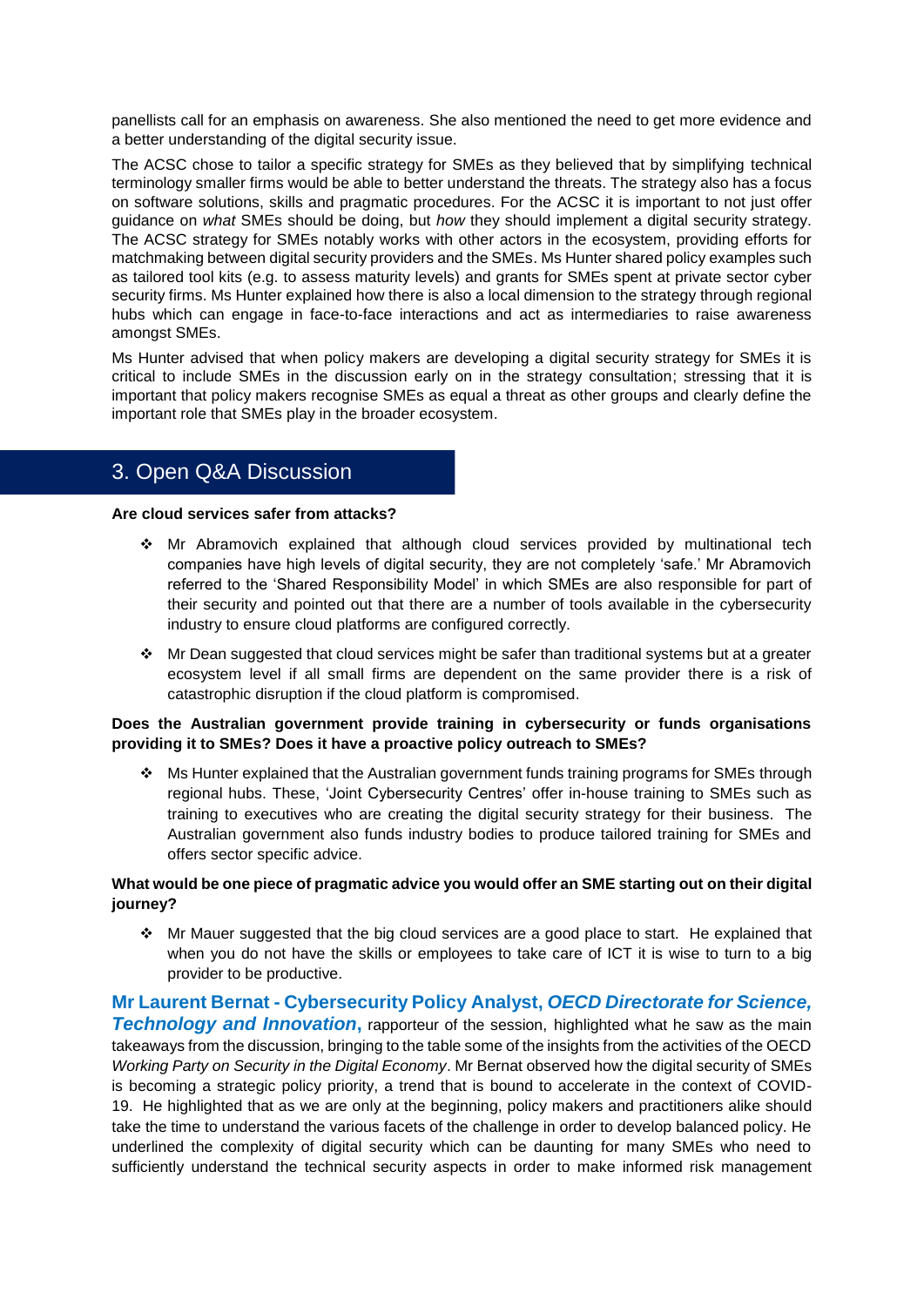panellists call for an emphasis on awareness. She also mentioned the need to get more evidence and a better understanding of the digital security issue.

The ACSC chose to tailor a specific strategy for SMEs as they believed that by simplifying technical terminology smaller firms would be able to better understand the threats. The strategy also has a focus on software solutions, skills and pragmatic procedures. For the ACSC it is important to not just offer guidance on *what* SMEs should be doing, but *how* they should implement a digital security strategy. The ACSC strategy for SMEs notably works with other actors in the ecosystem, providing efforts for matchmaking between digital security providers and the SMEs. Ms Hunter shared policy examples such as tailored tool kits (e.g. to assess maturity levels) and grants for SMEs spent at private sector cyber security firms. Ms Hunter explained how there is also a local dimension to the strategy through regional hubs which can engage in face-to-face interactions and act as intermediaries to raise awareness amongst SMEs.

Ms Hunter advised that when policy makers are developing a digital security strategy for SMEs it is critical to include SMEs in the discussion early on in the strategy consultation; stressing that it is important that policy makers recognise SMEs as equal a threat as other groups and clearly define the important role that SMEs play in the broader ecosystem.

## 3. Open Q&A Discussion

**Are cloud services safer from attacks?**

- Mr Abramovich explained that although cloud services provided by multinational tech companies have high levels of digital security, they are not completely 'safe.' Mr Abramovich referred to the 'Shared Responsibility Model' in which SMEs are also responsible for part of their security and pointed out that there are a number of tools available in the cybersecurity industry to ensure cloud platforms are configured correctly.
- Mr Dean suggested that cloud services might be safer than traditional systems but at a greater ecosystem level if all small firms are dependent on the same provider there is a risk of catastrophic disruption if the cloud platform is compromised.

**Does the Australian government provide training in cybersecurity or funds organisations providing it to SMEs? Does it have a proactive policy outreach to SMEs?**

- Ms Hunter explained that the Australian government funds training programs for SMEs through regional hubs. These, 'Joint Cybersecurity Centres' offer in-house training to SMEs such as training to executives who are creating the digital security strategy for their business. The Australian government also funds industry bodies to produce tailored training for SMEs and offers sector specific advice.

**What would be one piece of pragmatic advice you would offer an SME starting out on their digital journey?**

- Mr Mauer suggested that the big cloud services are a good place to start. He explained that when you do not have the skills or employees to take care of ICT it is wise to turn to a big provider to be productive.

**Mr Laurent Bernat - Cybersecurity Policy Analyst, *OECD Directorate for Science, Technology and Innovation*,** rapporteur of the session, highlighted what he saw as the main takeaways from the discussion, bringing to the table some of the insights from the activities of the OECD *Working Party on Security in the Digital Economy*. Mr Bernat observed how the digital security of SMEs is becoming a strategic policy priority, a trend that is bound to accelerate in the context of COVID-19. He highlighted that as we are only at the beginning, policy makers and practitioners alike should take the time to understand the various facets of the challenge in order to develop balanced policy. He underlined the complexity of digital security which can be daunting for many SMEs who need to sufficiently understand the technical security aspects in order to make informed risk management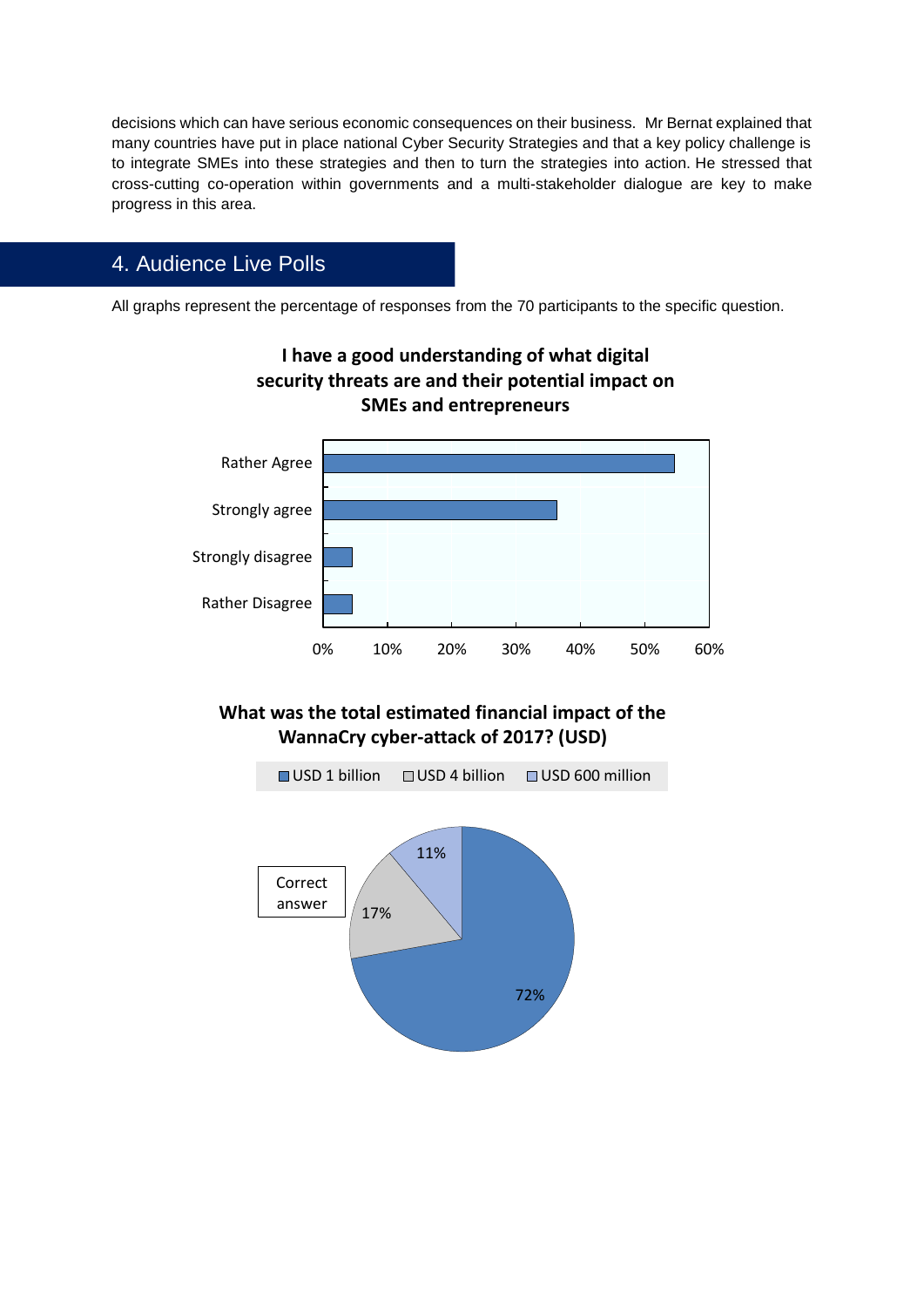decisions which can have serious economic consequences on their business. Mr Bernat explained that many countries have put in place national Cyber Security Strategies and that a key policy challenge is to integrate SMEs into these strategies and then to turn the strategies into action. He stressed that cross-cutting co-operation within governments and a multi-stakeholder dialogue are key to make progress in this area.

## 4. Audience Live Polls

All graphs represent the percentage of responses from the 70 participants to the specific question.

**I have a good understanding of what digital security threats are and their potential impact on SMEs and entrepreneurs**

Rather Agree

Strongly agree

Strongly disagree

Rather Disagree

0% 10% 20% 30% 40% 50% 60%

**What was the total estimated financial impact of the WannaCry cyber-attack of 2017? (USD)**

USD 1 billion USD 4 billion USD 600 million

Correct answer

11%

17%

72%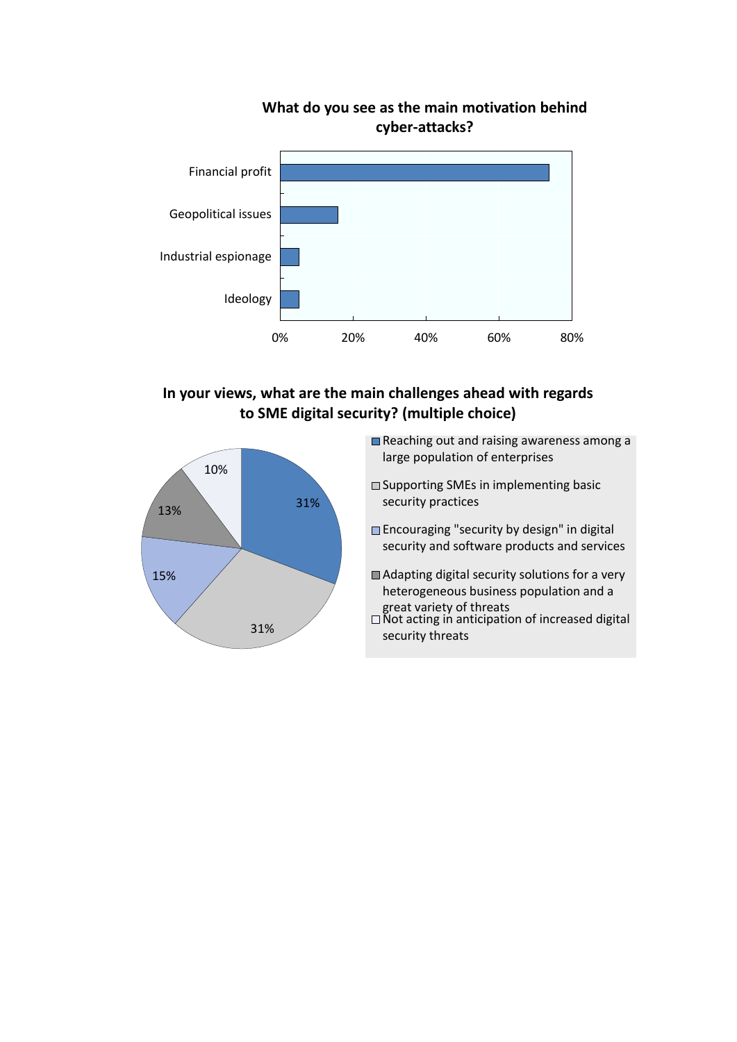**What do you see as the main motivation behind cyber-attacks?**

Financial profit

Geopolitical issues

Industrial espionage

Ideology

0% 20% 40% 60% 80%

**In your views, what are the main challenges ahead with regards to SME digital security? (multiple choice)**

31%

31%

15%

13%

10%

- Reaching out and raising awareness among a large population of enterprises
- Supporting SMEs in implementing basic security practices
- Encouraging "security by design" in digital security and software products and services
- Adapting digital security solutions for a very heterogeneous business population and a great variety of threats
- Not acting in anticipation of increased digital security threats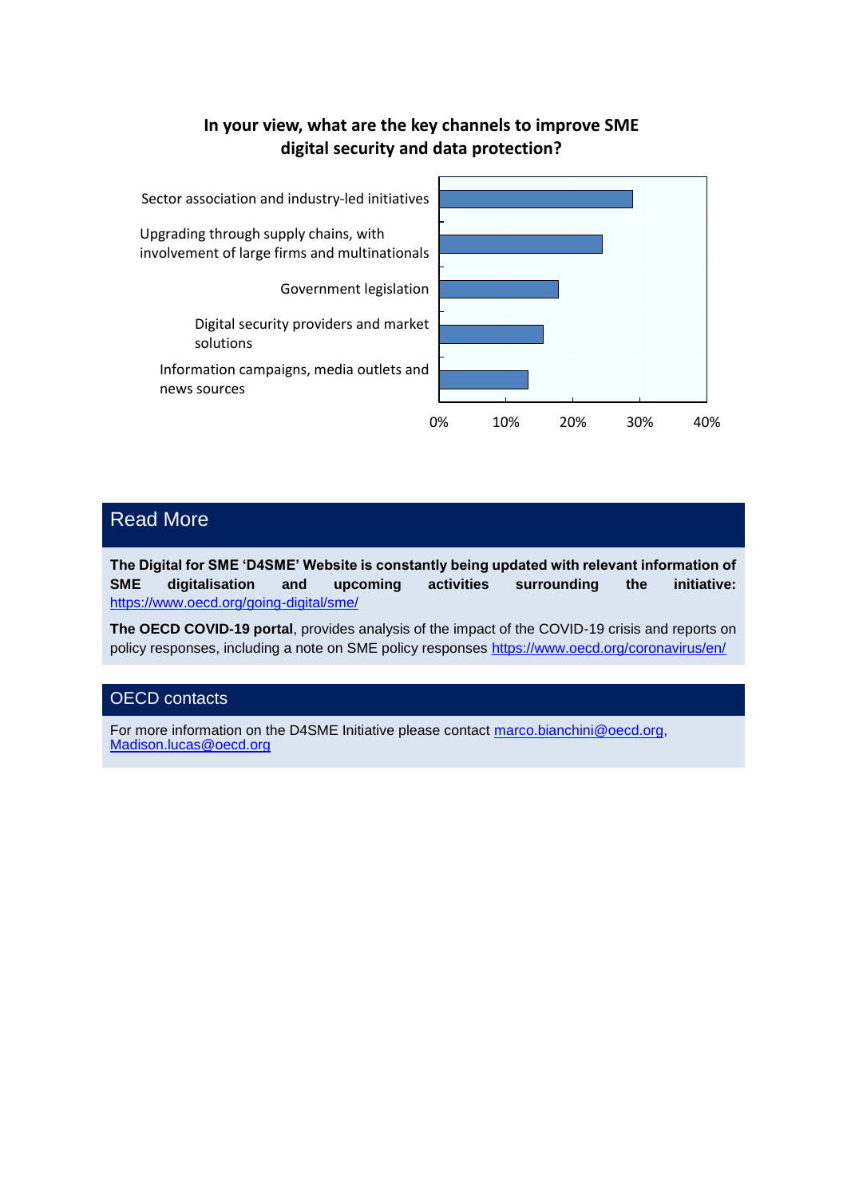**In your view, what are the key channels to improve SME digital security and data protection?**

Sector association and industry-led initiatives

Upgrading through supply chains, with involvement of large firms and multinationals

Government legislation

Digital security providers and market solutions

Information campaigns, media outlets and news sources

0%
10%
20%
30%
40%

## Read More

**The Digital for SME 'D4SME' Website is constantly being updated with relevant information of SME digitalisation and upcoming activities surrounding the initiative:** https://www.oecd.org/going-digital/sme/

**The OECD COVID-19 portal**, provides analysis of the impact of the COVID-19 crisis and reports on policy responses, including a note on SME policy responses https://www.oecd.org/coronavirus/en/

## OECD contacts

For more information on the D4SME Initiative please contact marco.bianchini@oecd.org, Madison.lucas@oecd.org